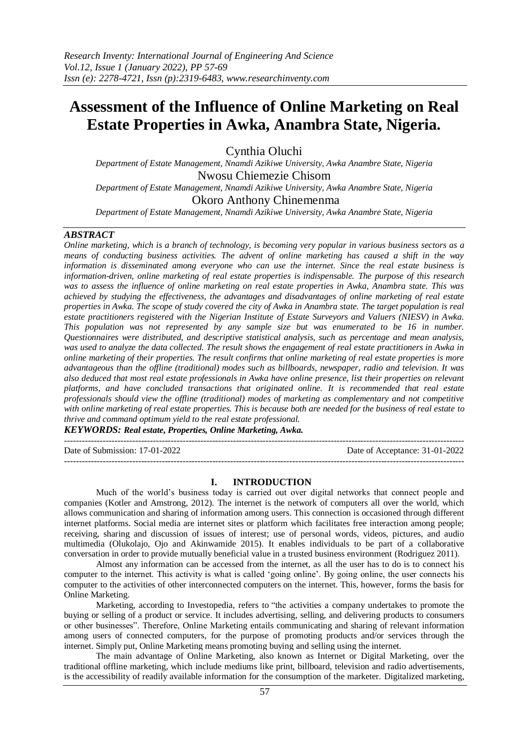# Assessment of the Influence of Online Marketing on Real Estate Properties in Awka, Anambra State, Nigeria.

Cynthia Oluchi

*Department of Estate Management, Nnamdi Azikiwe University, Awka Anambre State, Nigeria*

Nwosu Chiemezie Chisom

*Department of Estate Management, Nnamdi Azikiwe University, Awka Anambre State, Nigeria*

Okoro Anthony Chinemenma

*Department of Estate Management, Nnamdi Azikiwe University, Awka Anambre State, Nigeria*

***ABSTRACT***

*Online marketing, which is a branch of technology, is becoming very popular in various business sectors as a means of conducting business activities. The advent of online marketing has caused a shift in the way information is disseminated among everyone who can use the internet. Since the real estate business is information-driven, online marketing of real estate properties is indispensable. The purpose of this research was to assess the influence of online marketing on real estate properties in Awka, Anambra state. This was achieved by studying the effectiveness, the advantages and disadvantages of online marketing of real estate properties in Awka. The scope of study covered the city of Awka in Anambra state. The target population is real estate practitioners registered with the Nigerian Institute of Estate Surveyors and Valuers (NIESV) in Awka. This population was not represented by any sample size but was enumerated to be 16 in number. Questionnaires were distributed, and descriptive statistical analysis, such as percentage and mean analysis, was used to analyze the data collected. The result shows the engagement of real estate practitioners in Awka in online marketing of their properties. The result confirms that online marketing of real estate properties is more advantageous than the offline (traditional) modes such as billboards, newspaper, radio and television. It was also deduced that most real estate professionals in Awka have online presence, list their properties on relevant platforms, and have concluded transactions that originated online. It is recommended that real estate professionals should view the offline (traditional) modes of marketing as complementary and not competitive with online marketing of real estate properties. This is because both are needed for the business of real estate to thrive and command optimum yield to the real estate professional.*

***KEYWORDS:** **Real estate, Properties, Online Marketing, Awka.***

---

Date of Submission: 17-01-2022 Date of Acceptance: 31-01-2022

---

## I. INTRODUCTION

Much of the world's business today is carried out over digital networks that connect people and companies (Kotler and Amstrong, 2012). The internet is the network of computers all over the world, which allows communication and sharing of information among users. This connection is occasioned through different internet platforms. Social media are internet sites or platform which facilitates free interaction among people; receiving, sharing and discussion of issues of interest; use of personal words, videos, pictures, and audio multimedia (Olukolajo, Ojo and Akinwamide 2015). It enables individuals to be part of a collaborative conversation in order to provide mutually beneficial value in a trusted business environment (Rodriguez 2011).

Almost any information can be accessed from the internet, as all the user has to do is to connect his computer to the internet. This activity is what is called 'going online'. By going online, the user connects his computer to the activities of other interconnected computers on the internet. This, however, forms the basis for Online Marketing.

Marketing, according to Investopedia, refers to "the activities a company undertakes to promote the buying or selling of a product or service. It includes advertising, selling, and delivering products to consumers or other businesses". Therefore, Online Marketing entails communicating and sharing of relevant information among users of connected computers, for the purpose of promoting products and/or services through the internet. Simply put, Online Marketing means promoting buying and selling using the internet.

The main advantage of Online Marketing, also known as Internet or Digital Marketing, over the traditional offline marketing, which include mediums like print, billboard, television and radio advertisements, is the accessibility of readily available information for the consumption of the marketer. Digitalized marketing,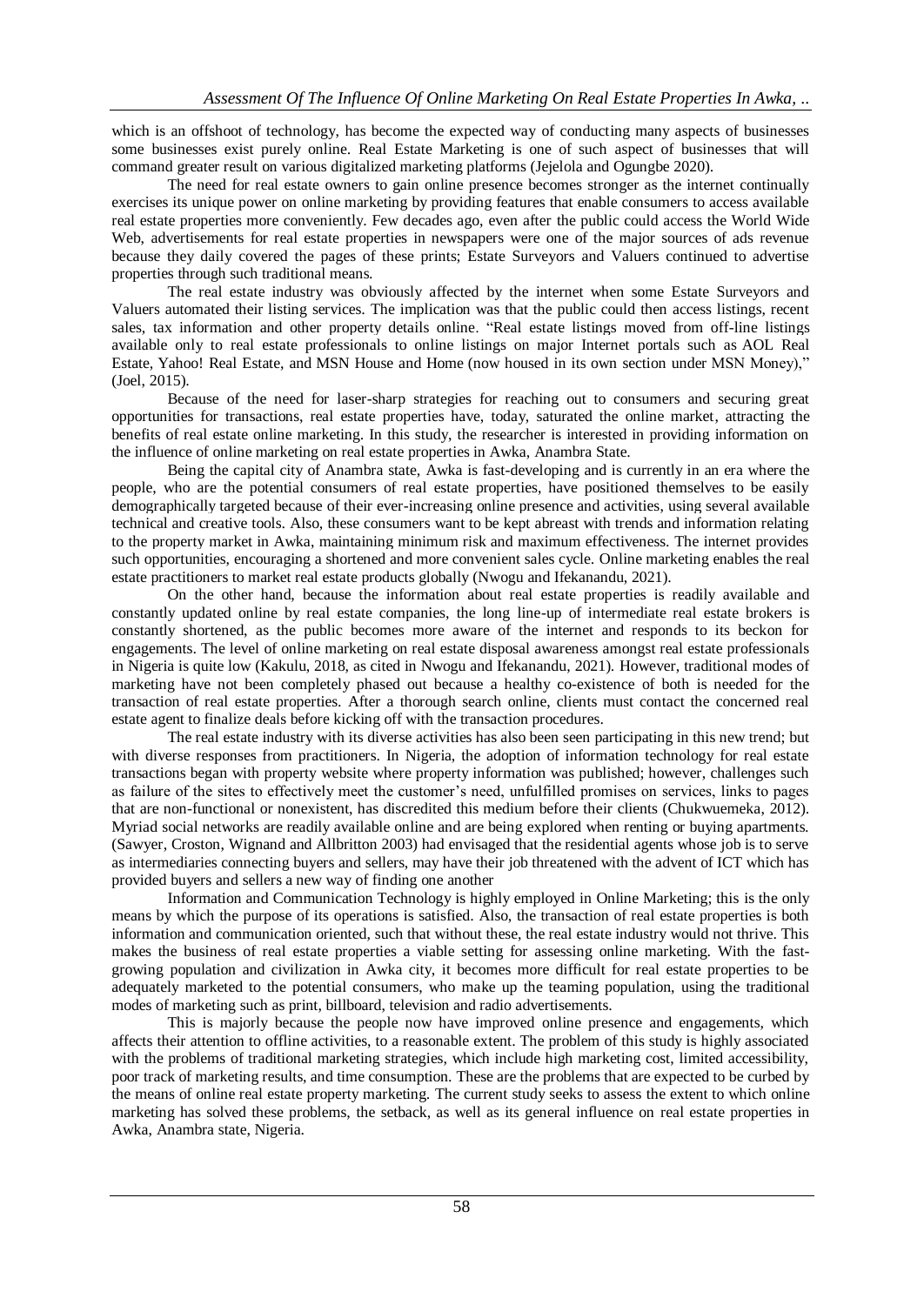which is an offshoot of technology, has become the expected way of conducting many aspects of businesses some businesses exist purely online. Real Estate Marketing is one of such aspect of businesses that will command greater result on various digitalized marketing platforms (Jejelola and Ogungbe 2020).

The need for real estate owners to gain online presence becomes stronger as the internet continually exercises its unique power on online marketing by providing features that enable consumers to access available real estate properties more conveniently. Few decades ago, even after the public could access the World Wide Web, advertisements for real estate properties in newspapers were one of the major sources of ads revenue because they daily covered the pages of these prints; Estate Surveyors and Valuers continued to advertise properties through such traditional means.

The real estate industry was obviously affected by the internet when some Estate Surveyors and Valuers automated their listing services. The implication was that the public could then access listings, recent sales, tax information and other property details online. "Real estate listings moved from off-line listings available only to real estate professionals to online listings on major Internet portals such as AOL Real Estate, Yahoo! Real Estate, and MSN House and Home (now housed in its own section under MSN Money)," (Joel, 2015).

Because of the need for laser-sharp strategies for reaching out to consumers and securing great opportunities for transactions, real estate properties have, today, saturated the online market, attracting the benefits of real estate online marketing. In this study, the researcher is interested in providing information on the influence of online marketing on real estate properties in Awka, Anambra State.

Being the capital city of Anambra state, Awka is fast-developing and is currently in an era where the people, who are the potential consumers of real estate properties, have positioned themselves to be easily demographically targeted because of their ever-increasing online presence and activities, using several available technical and creative tools. Also, these consumers want to be kept abreast with trends and information relating to the property market in Awka, maintaining minimum risk and maximum effectiveness. The internet provides such opportunities, encouraging a shortened and more convenient sales cycle. Online marketing enables the real estate practitioners to market real estate products globally (Nwogu and Ifekanandu, 2021).

On the other hand, because the information about real estate properties is readily available and constantly updated online by real estate companies, the long line-up of intermediate real estate brokers is constantly shortened, as the public becomes more aware of the internet and responds to its beckon for engagements. The level of online marketing on real estate disposal awareness amongst real estate professionals in Nigeria is quite low (Kakulu, 2018, as cited in Nwogu and Ifekanandu, 2021). However, traditional modes of marketing have not been completely phased out because a healthy co-existence of both is needed for the transaction of real estate properties. After a thorough search online, clients must contact the concerned real estate agent to finalize deals before kicking off with the transaction procedures.

The real estate industry with its diverse activities has also been seen participating in this new trend; but with diverse responses from practitioners. In Nigeria, the adoption of information technology for real estate transactions began with property website where property information was published; however, challenges such as failure of the sites to effectively meet the customer's need, unfulfilled promises on services, links to pages that are non-functional or nonexistent, has discredited this medium before their clients (Chukwuemeka, 2012). Myriad social networks are readily available online and are being explored when renting or buying apartments. (Sawyer, Croston, Wignand and Allbritton 2003) had envisaged that the residential agents whose job is to serve as intermediaries connecting buyers and sellers, may have their job threatened with the advent of ICT which has provided buyers and sellers a new way of finding one another

Information and Communication Technology is highly employed in Online Marketing; this is the only means by which the purpose of its operations is satisfied. Also, the transaction of real estate properties is both information and communication oriented, such that without these, the real estate industry would not thrive. This makes the business of real estate properties a viable setting for assessing online marketing. With the fast-growing population and civilization in Awka city, it becomes more difficult for real estate properties to be adequately marketed to the potential consumers, who make up the teaming population, using the traditional modes of marketing such as print, billboard, television and radio advertisements.

This is majorly because the people now have improved online presence and engagements, which affects their attention to offline activities, to a reasonable extent. The problem of this study is highly associated with the problems of traditional marketing strategies, which include high marketing cost, limited accessibility, poor track of marketing results, and time consumption. These are the problems that are expected to be curbed by the means of online real estate property marketing. The current study seeks to assess the extent to which online marketing has solved these problems, the setback, as well as its general influence on real estate properties in Awka, Anambra state, Nigeria.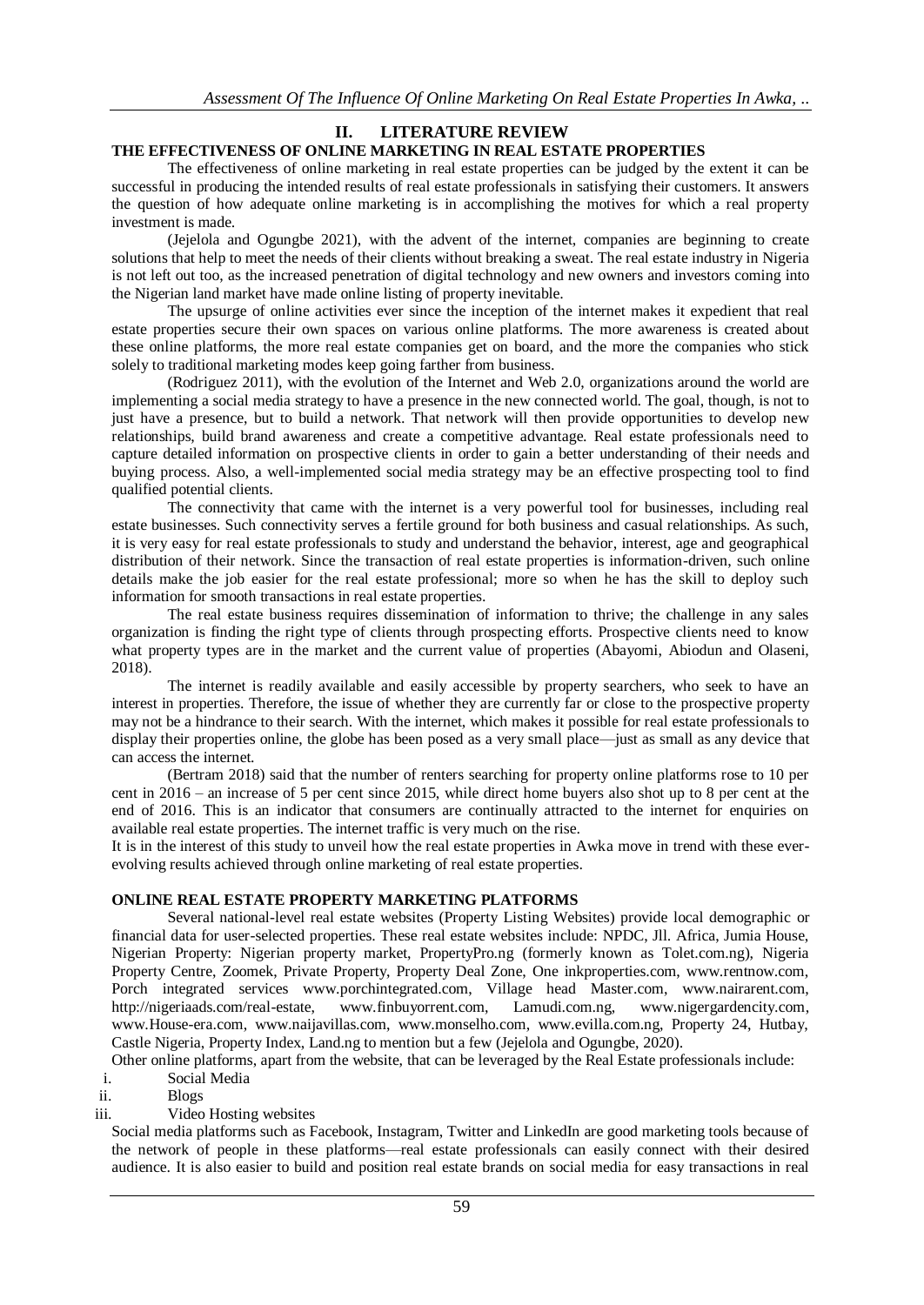## II. LITERATURE REVIEW

### THE EFFECTIVENESS OF ONLINE MARKETING IN REAL ESTATE PROPERTIES

The effectiveness of online marketing in real estate properties can be judged by the extent it can be successful in producing the intended results of real estate professionals in satisfying their customers. It answers the question of how adequate online marketing is in accomplishing the motives for which a real property investment is made.

(Jejelola and Ogungbe 2021), with the advent of the internet, companies are beginning to create solutions that help to meet the needs of their clients without breaking a sweat. The real estate industry in Nigeria is not left out too, as the increased penetration of digital technology and new owners and investors coming into the Nigerian land market have made online listing of property inevitable.

The upsurge of online activities ever since the inception of the internet makes it expedient that real estate properties secure their own spaces on various online platforms. The more awareness is created about these online platforms, the more real estate companies get on board, and the more the companies who stick solely to traditional marketing modes keep going farther from business.

(Rodriguez 2011), with the evolution of the Internet and Web 2.0, organizations around the world are implementing a social media strategy to have a presence in the new connected world. The goal, though, is not to just have a presence, but to build a network. That network will then provide opportunities to develop new relationships, build brand awareness and create a competitive advantage. Real estate professionals need to capture detailed information on prospective clients in order to gain a better understanding of their needs and buying process. Also, a well-implemented social media strategy may be an effective prospecting tool to find qualified potential clients.

The connectivity that came with the internet is a very powerful tool for businesses, including real estate businesses. Such connectivity serves a fertile ground for both business and casual relationships. As such, it is very easy for real estate professionals to study and understand the behavior, interest, age and geographical distribution of their network. Since the transaction of real estate properties is information-driven, such online details make the job easier for the real estate professional; more so when he has the skill to deploy such information for smooth transactions in real estate properties.

The real estate business requires dissemination of information to thrive; the challenge in any sales organization is finding the right type of clients through prospecting efforts. Prospective clients need to know what property types are in the market and the current value of properties (Abayomi, Abiodun and Olaseni, 2018).

The internet is readily available and easily accessible by property searchers, who seek to have an interest in properties. Therefore, the issue of whether they are currently far or close to the prospective property may not be a hindrance to their search. With the internet, which makes it possible for real estate professionals to display their properties online, the globe has been posed as a very small place—just as small as any device that can access the internet.

(Bertram 2018) said that the number of renters searching for property online platforms rose to 10 per cent in 2016 – an increase of 5 per cent since 2015, while direct home buyers also shot up to 8 per cent at the end of 2016. This is an indicator that consumers are continually attracted to the internet for enquiries on available real estate properties. The internet traffic is very much on the rise.

It is in the interest of this study to unveil how the real estate properties in Awka move in trend with these ever-evolving results achieved through online marketing of real estate properties.

### ONLINE REAL ESTATE PROPERTY MARKETING PLATFORMS

Several national-level real estate websites (Property Listing Websites) provide local demographic or financial data for user-selected properties. These real estate websites include: NPDC, Jll. Africa, Jumia House, Nigerian Property: Nigerian property market, PropertyPro.ng (formerly known as Tolet.com.ng), Nigeria Property Centre, Zoomek, Private Property, Property Deal Zone, One inkproperties.com, www.rentnow.com, Porch integrated services www.porchintegrated.com, Village head Master.com, www.nairarent.com, http://nigeriaads.com/real-estate, www.finbuyorrent.com, Lamudi.com.ng, www.nigergardencity.com, www.House-era.com, www.naijavillas.com, www.monselho.com, www.evilla.com.ng, Property 24, Hutbay, Castle Nigeria, Property Index, Land.ng to mention but a few (Jejelola and Ogungbe, 2020).

Other online platforms, apart from the website, that can be leveraged by the Real Estate professionals include:

i. Social Media
ii. Blogs
iii. Video Hosting websites

Social media platforms such as Facebook, Instagram, Twitter and LinkedIn are good marketing tools because of the network of people in these platforms—real estate professionals can easily connect with their desired audience. It is also easier to build and position real estate brands on social media for easy transactions in real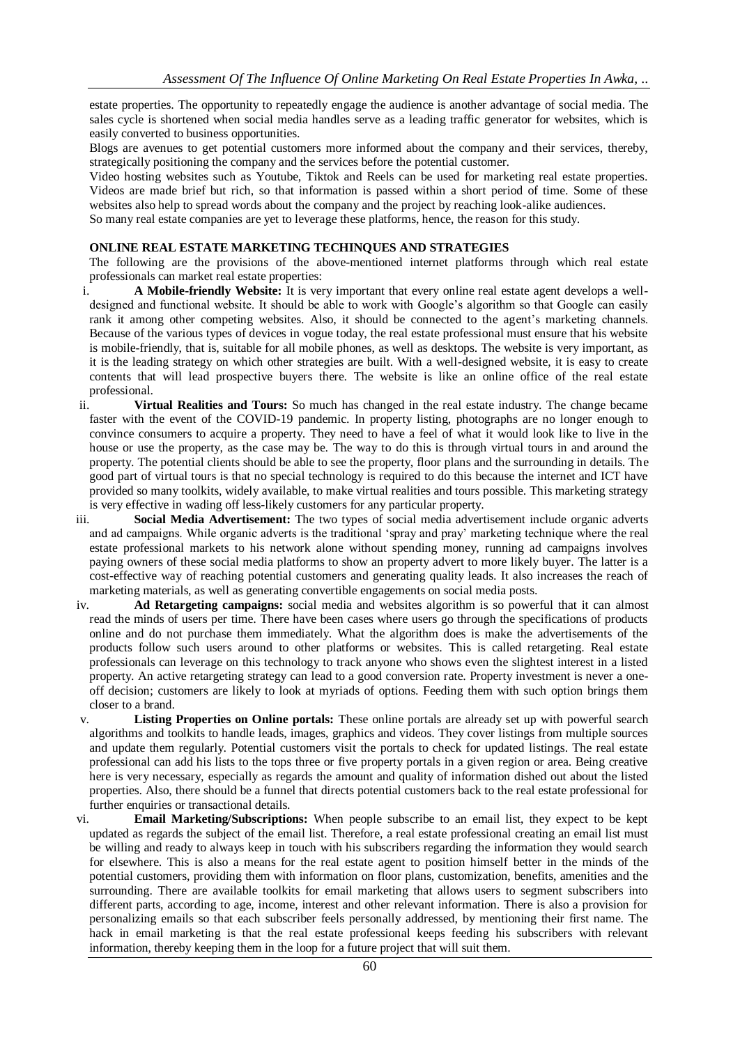estate properties. The opportunity to repeatedly engage the audience is another advantage of social media. The sales cycle is shortened when social media handles serve as a leading traffic generator for websites, which is easily converted to business opportunities.

Blogs are avenues to get potential customers more informed about the company and their services, thereby, strategically positioning the company and the services before the potential customer.

Video hosting websites such as Youtube, Tiktok and Reels can be used for marketing real estate properties. Videos are made brief but rich, so that information is passed within a short period of time. Some of these websites also help to spread words about the company and the project by reaching look-alike audiences.

So many real estate companies are yet to leverage these platforms, hence, the reason for this study.

## ONLINE REAL ESTATE MARKETING TECHINQUES AND STRATEGIES

The following are the provisions of the above-mentioned internet platforms through which real estate professionals can market real estate properties:

i. **A Mobile-friendly Website:** It is very important that every online real estate agent develops a well-designed and functional website. It should be able to work with Google's algorithm so that Google can easily rank it among other competing websites. Also, it should be connected to the agent's marketing channels. Because of the various types of devices in vogue today, the real estate professional must ensure that his website is mobile-friendly, that is, suitable for all mobile phones, as well as desktops. The website is very important, as it is the leading strategy on which other strategies are built. With a well-designed website, it is easy to create contents that will lead prospective buyers there. The website is like an online office of the real estate professional.

ii. **Virtual Realities and Tours:** So much has changed in the real estate industry. The change became faster with the event of the COVID-19 pandemic. In property listing, photographs are no longer enough to convince consumers to acquire a property. They need to have a feel of what it would look like to live in the house or use the property, as the case may be. The way to do this is through virtual tours in and around the property. The potential clients should be able to see the property, floor plans and the surrounding in details. The good part of virtual tours is that no special technology is required to do this because the internet and ICT have provided so many toolkits, widely available, to make virtual realities and tours possible. This marketing strategy is very effective in wading off less-likely customers for any particular property.

iii. **Social Media Advertisement:** The two types of social media advertisement include organic adverts and ad campaigns. While organic adverts is the traditional 'spray and pray' marketing technique where the real estate professional markets to his network alone without spending money, running ad campaigns involves paying owners of these social media platforms to show an property advert to more likely buyer. The latter is a cost-effective way of reaching potential customers and generating quality leads. It also increases the reach of marketing materials, as well as generating convertible engagements on social media posts.

iv. **Ad Retargeting campaigns:** social media and websites algorithm is so powerful that it can almost read the minds of users per time. There have been cases where users go through the specifications of products online and do not purchase them immediately. What the algorithm does is make the advertisements of the products follow such users around to other platforms or websites. This is called retargeting. Real estate professionals can leverage on this technology to track anyone who shows even the slightest interest in a listed property. An active retargeting strategy can lead to a good conversion rate. Property investment is never a one-off decision; customers are likely to look at myriads of options. Feeding them with such option brings them closer to a brand.

v. **Listing Properties on Online portals:** These online portals are already set up with powerful search algorithms and toolkits to handle leads, images, graphics and videos. They cover listings from multiple sources and update them regularly. Potential customers visit the portals to check for updated listings. The real estate professional can add his lists to the tops three or five property portals in a given region or area. Being creative here is very necessary, especially as regards the amount and quality of information dished out about the listed properties. Also, there should be a funnel that directs potential customers back to the real estate professional for further enquiries or transactional details.

vi. **Email Marketing/Subscriptions:** When people subscribe to an email list, they expect to be kept updated as regards the subject of the email list. Therefore, a real estate professional creating an email list must be willing and ready to always keep in touch with his subscribers regarding the information they would search for elsewhere. This is also a means for the real estate agent to position himself better in the minds of the potential customers, providing them with information on floor plans, customization, benefits, amenities and the surrounding. There are available toolkits for email marketing that allows users to segment subscribers into different parts, according to age, income, interest and other relevant information. There is also a provision for personalizing emails so that each subscriber feels personally addressed, by mentioning their first name. The hack in email marketing is that the real estate professional keeps feeding his subscribers with relevant information, thereby keeping them in the loop for a future project that will suit them.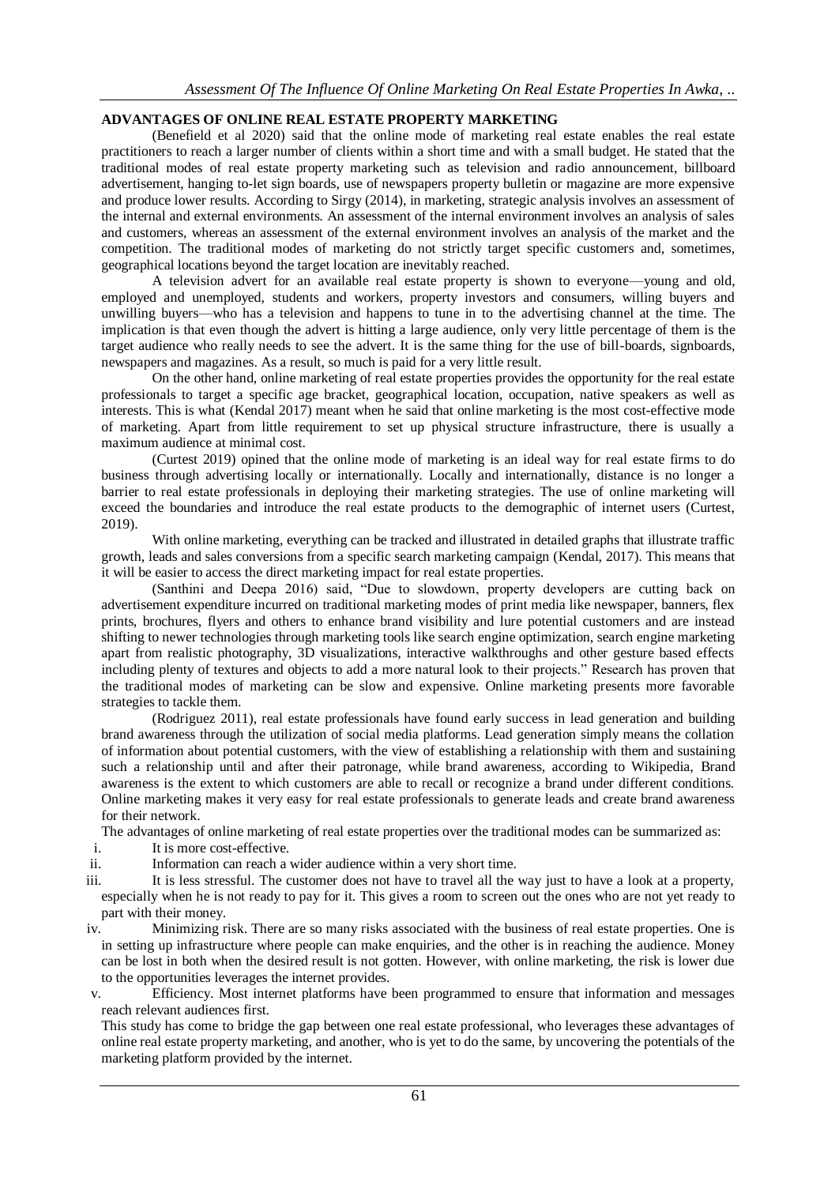## ADVANTAGES OF ONLINE REAL ESTATE PROPERTY MARKETING

(Benefield et al 2020) said that the online mode of marketing real estate enables the real estate practitioners to reach a larger number of clients within a short time and with a small budget. He stated that the traditional modes of real estate property marketing such as television and radio announcement, billboard advertisement, hanging to-let sign boards, use of newspapers property bulletin or magazine are more expensive and produce lower results. According to Sirgy (2014), in marketing, strategic analysis involves an assessment of the internal and external environments. An assessment of the internal environment involves an analysis of sales and customers, whereas an assessment of the external environment involves an analysis of the market and the competition. The traditional modes of marketing do not strictly target specific customers and, sometimes, geographical locations beyond the target location are inevitably reached.

A television advert for an available real estate property is shown to everyone—young and old, employed and unemployed, students and workers, property investors and consumers, willing buyers and unwilling buyers—who has a television and happens to tune in to the advertising channel at the time. The implication is that even though the advert is hitting a large audience, only very little percentage of them is the target audience who really needs to see the advert. It is the same thing for the use of bill-boards, signboards, newspapers and magazines. As a result, so much is paid for a very little result.

On the other hand, online marketing of real estate properties provides the opportunity for the real estate professionals to target a specific age bracket, geographical location, occupation, native speakers as well as interests. This is what (Kendal 2017) meant when he said that online marketing is the most cost-effective mode of marketing. Apart from little requirement to set up physical structure infrastructure, there is usually a maximum audience at minimal cost.

(Curtest 2019) opined that the online mode of marketing is an ideal way for real estate firms to do business through advertising locally or internationally. Locally and internationally, distance is no longer a barrier to real estate professionals in deploying their marketing strategies. The use of online marketing will exceed the boundaries and introduce the real estate products to the demographic of internet users (Curtest, 2019).

With online marketing, everything can be tracked and illustrated in detailed graphs that illustrate traffic growth, leads and sales conversions from a specific search marketing campaign (Kendal, 2017). This means that it will be easier to access the direct marketing impact for real estate properties.

(Santhini and Deepa 2016) said, "Due to slowdown, property developers are cutting back on advertisement expenditure incurred on traditional marketing modes of print media like newspaper, banners, flex prints, brochures, flyers and others to enhance brand visibility and lure potential customers and are instead shifting to newer technologies through marketing tools like search engine optimization, search engine marketing apart from realistic photography, 3D visualizations, interactive walkthroughs and other gesture based effects including plenty of textures and objects to add a more natural look to their projects." Research has proven that the traditional modes of marketing can be slow and expensive. Online marketing presents more favorable strategies to tackle them.

(Rodriguez 2011), real estate professionals have found early success in lead generation and building brand awareness through the utilization of social media platforms. Lead generation simply means the collation of information about potential customers, with the view of establishing a relationship with them and sustaining such a relationship until and after their patronage, while brand awareness, according to Wikipedia, Brand awareness is the extent to which customers are able to recall or recognize a brand under different conditions. Online marketing makes it very easy for real estate professionals to generate leads and create brand awareness for their network.

The advantages of online marketing of real estate properties over the traditional modes can be summarized as:

i. It is more cost-effective.
ii. Information can reach a wider audience within a very short time.
iii. It is less stressful. The customer does not have to travel all the way just to have a look at a property, especially when he is not ready to pay for it. This gives a room to screen out the ones who are not yet ready to part with their money.
iv. Minimizing risk. There are so many risks associated with the business of real estate properties. One is in setting up infrastructure where people can make enquiries, and the other is in reaching the audience. Money can be lost in both when the desired result is not gotten. However, with online marketing, the risk is lower due to the opportunities leverages the internet provides.
v. Efficiency. Most internet platforms have been programmed to ensure that information and messages reach relevant audiences first.

This study has come to bridge the gap between one real estate professional, who leverages these advantages of online real estate property marketing, and another, who is yet to do the same, by uncovering the potentials of the marketing platform provided by the internet.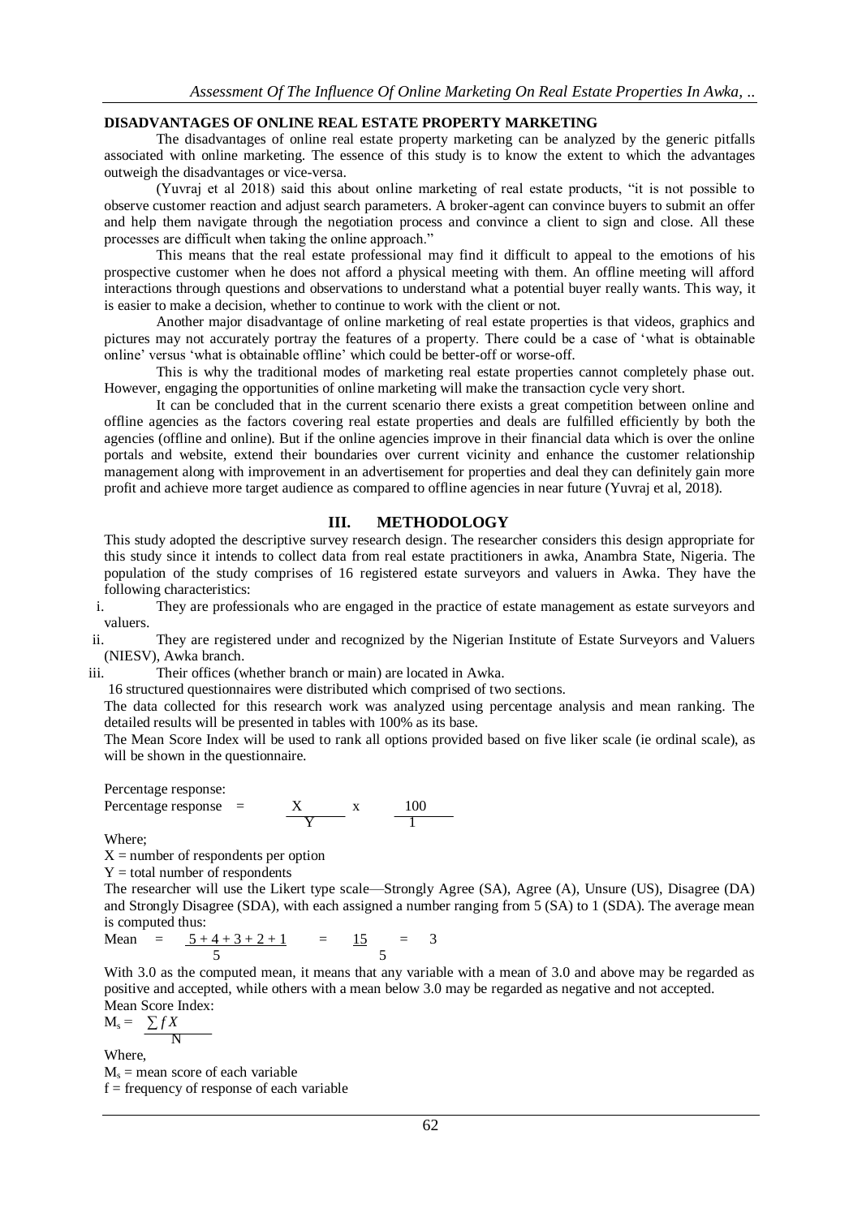### DISADVANTAGES OF ONLINE REAL ESTATE PROPERTY MARKETING

The disadvantages of online real estate property marketing can be analyzed by the generic pitfalls associated with online marketing. The essence of this study is to know the extent to which the advantages outweigh the disadvantages or vice-versa.

(Yuvraj et al 2018) said this about online marketing of real estate products, "it is not possible to observe customer reaction and adjust search parameters. A broker-agent can convince buyers to submit an offer and help them navigate through the negotiation process and convince a client to sign and close. All these processes are difficult when taking the online approach."

This means that the real estate professional may find it difficult to appeal to the emotions of his prospective customer when he does not afford a physical meeting with them. An offline meeting will afford interactions through questions and observations to understand what a potential buyer really wants. This way, it is easier to make a decision, whether to continue to work with the client or not.

Another major disadvantage of online marketing of real estate properties is that videos, graphics and pictures may not accurately portray the features of a property. There could be a case of 'what is obtainable online' versus 'what is obtainable offline' which could be better-off or worse-off.

This is why the traditional modes of marketing real estate properties cannot completely phase out. However, engaging the opportunities of online marketing will make the transaction cycle very short.

It can be concluded that in the current scenario there exists a great competition between online and offline agencies as the factors covering real estate properties and deals are fulfilled efficiently by both the agencies (offline and online). But if the online agencies improve in their financial data which is over the online portals and website, extend their boundaries over current vicinity and enhance the customer relationship management along with improvement in an advertisement for properties and deal they can definitely gain more profit and achieve more target audience as compared to offline agencies in near future (Yuvraj et al, 2018).

## III. METHODOLOGY

This study adopted the descriptive survey research design. The researcher considers this design appropriate for this study since it intends to collect data from real estate practitioners in awka, Anambra State, Nigeria. The population of the study comprises of 16 registered estate surveyors and valuers in Awka. They have the following characteristics:

i. They are professionals who are engaged in the practice of estate management as estate surveyors and valuers.
ii. They are registered under and recognized by the Nigerian Institute of Estate Surveyors and Valuers (NIESV), Awka branch.
iii. Their offices (whether branch or main) are located in Awka.

16 structured questionnaires were distributed which comprised of two sections.

The data collected for this research work was analyzed using percentage analysis and mean ranking. The detailed results will be presented in tables with 100% as its base.

The Mean Score Index will be used to rank all options provided based on five liker scale (ie ordinal scale), as will be shown in the questionnaire.

Percentage response:

$$\text{Percentage response} = \frac{X}{Y} \times \frac{100}{1}$$

Where;

X = number of respondents per option

Y = total number of respondents

The researcher will use the Likert type scale—Strongly Agree (SA), Agree (A), Unsure (US), Disagree (DA) and Strongly Disagree (SDA), with each assigned a number ranging from 5 (SA) to 1 (SDA). The average mean is computed thus:

$$\text{Mean} = \frac{5+4+3+2+1}{5} = \frac{15}{5} = 3$$

With 3.0 as the computed mean, it means that any variable with a mean of 3.0 and above may be regarded as positive and accepted, while others with a mean below 3.0 may be regarded as negative and not accepted.

Mean Score Index:

$$M_s = \frac{\sum fX}{N}$$

Where,

$M_s$ = mean score of each variable

f = frequency of response of each variable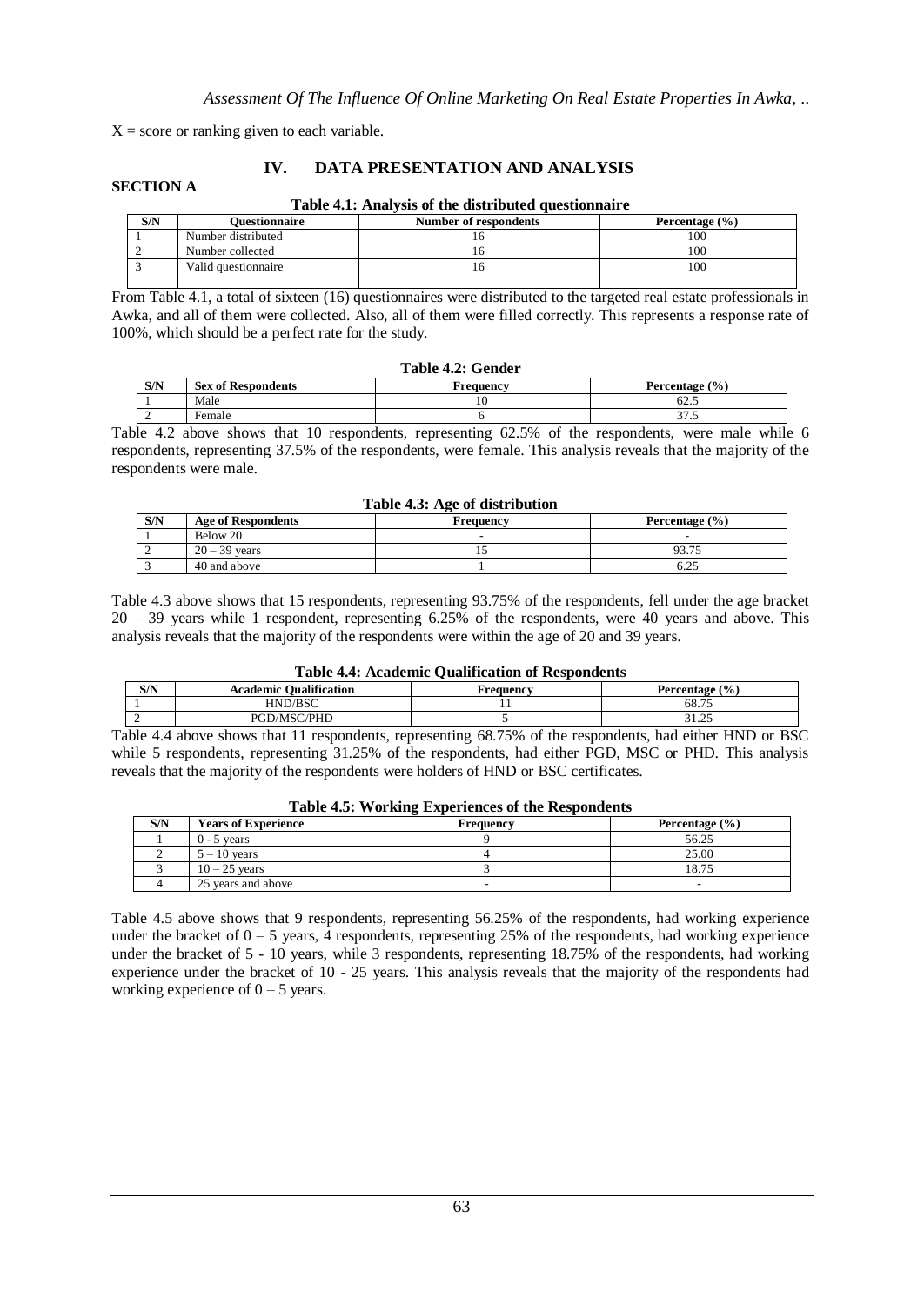X = score or ranking given to each variable.

## IV. DATA PRESENTATION AND ANALYSIS

**SECTION A**

**Table 4.1: Analysis of the distributed questionnaire**

| S/N | Questionnaire | Number of respondents | Percentage (%) |
|---|---|---|---|
| 1 | Number distributed | 16 | 100 |
| 2 | Number collected | 16 | 100 |
| 3 | Valid questionnaire | 16 | 100 |

From Table 4.1, a total of sixteen (16) questionnaires were distributed to the targeted real estate professionals in Awka, and all of them were collected. Also, all of them were filled correctly. This represents a response rate of 100%, which should be a perfect rate for the study.

**Table 4.2: Gender**

| S/N | Sex of Respondents | Frequency | Percentage (%) |
|---|---|---|---|
| 1 | Male | 10 | 62.5 |
| 2 | Female | 6 | 37.5 |

Table 4.2 above shows that 10 respondents, representing 62.5% of the respondents, were male while 6 respondents, representing 37.5% of the respondents, were female. This analysis reveals that the majority of the respondents were male.

**Table 4.3: Age of distribution**

| S/N | Age of Respondents | Frequency | Percentage (%) |
|---|---|---|---|
| 1 | Below 20 | - | - |
| 2 | 20 – 39 years | 15 | 93.75 |
| 3 | 40 and above | 1 | 6.25 |

Table 4.3 above shows that 15 respondents, representing 93.75% of the respondents, fell under the age bracket 20 – 39 years while 1 respondent, representing 6.25% of the respondents, were 40 years and above. This analysis reveals that the majority of the respondents were within the age of 20 and 39 years.

**Table 4.4: Academic Qualification of Respondents**

| S/N | Academic Qualification | Frequency | Percentage (%) |
|---|---|---|---|
| 1 | HND/BSC | 11 | 68.75 |
| 2 | PGD/MSC/PHD | 5 | 31.25 |

Table 4.4 above shows that 11 respondents, representing 68.75% of the respondents, had either HND or BSC while 5 respondents, representing 31.25% of the respondents, had either PGD, MSC or PHD. This analysis reveals that the majority of the respondents were holders of HND or BSC certificates.

**Table 4.5: Working Experiences of the Respondents**

| S/N | Years of Experience | Frequency | Percentage (%) |
|---|---|---|---|
| 1 | 0 - 5 years | 9 | 56.25 |
| 2 | 5 – 10 years | 4 | 25.00 |
| 3 | 10 – 25 years | 3 | 18.75 |
| 4 | 25 years and above | - | - |

Table 4.5 above shows that 9 respondents, representing 56.25% of the respondents, had working experience under the bracket of 0 – 5 years, 4 respondents, representing 25% of the respondents, had working experience under the bracket of 5 - 10 years, while 3 respondents, representing 18.75% of the respondents, had working experience under the bracket of 10 - 25 years. This analysis reveals that the majority of the respondents had working experience of 0 – 5 years.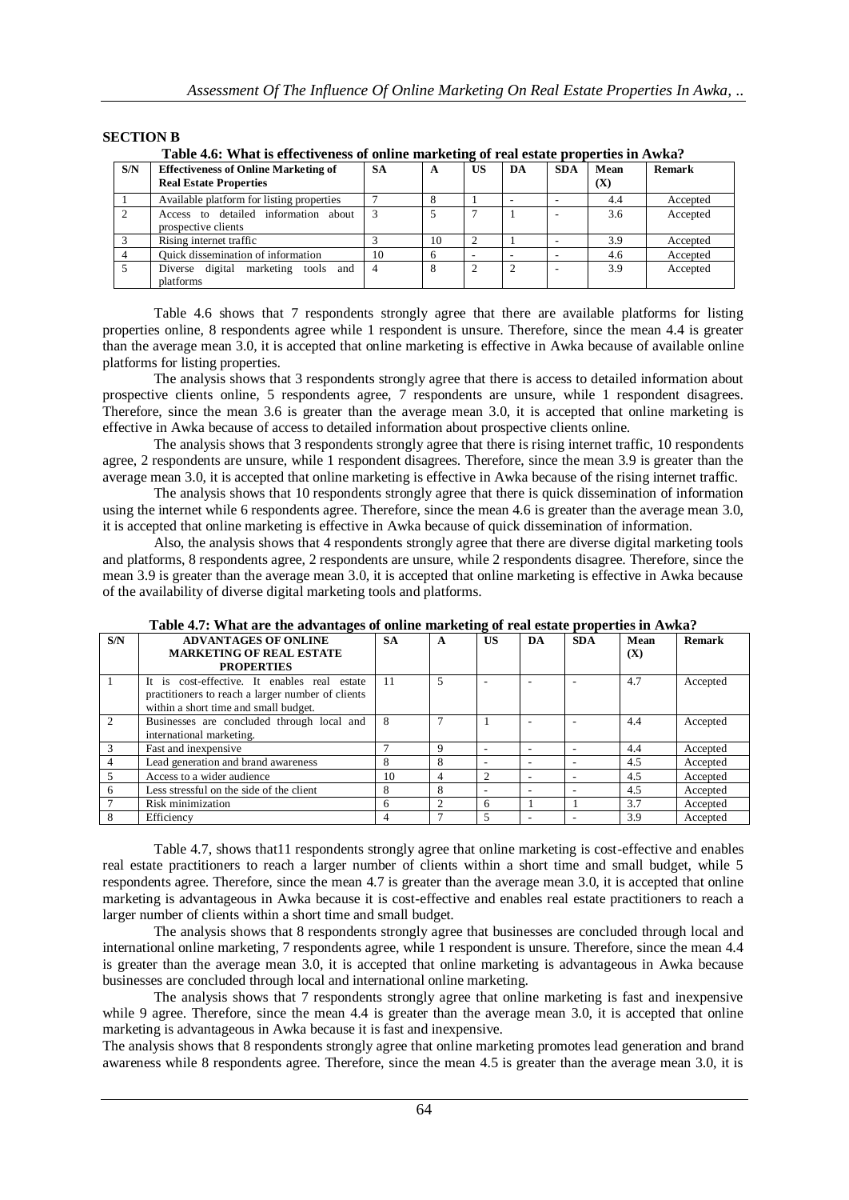### SECTION B

**Table 4.6: What is effectiveness of online marketing of real estate properties in Awka?**

| S/N | Effectiveness of Online Marketing of Real Estate Properties | SA | A | US | DA | SDA | Mean (X) | Remark |
|---|---|---|---|---|---|---|---|---|
| 1 | Available platform for listing properties | 7 | 8 | 1 | - | - | 4.4 | Accepted |
| 2 | Access to detailed information about prospective clients | 3 | 5 | 7 | 1 | - | 3.6 | Accepted |
| 3 | Rising internet traffic | 3 | 10 | 2 | 1 | - | 3.9 | Accepted |
| 4 | Quick dissemination of information | 10 | 6 | - | - | - | 4.6 | Accepted |
| 5 | Diverse digital marketing tools and platforms | 4 | 8 | 2 | 2 | - | 3.9 | Accepted |

Table 4.6 shows that 7 respondents strongly agree that there are available platforms for listing properties online, 8 respondents agree while 1 respondent is unsure. Therefore, since the mean 4.4 is greater than the average mean 3.0, it is accepted that online marketing is effective in Awka because of available online platforms for listing properties.

The analysis shows that 3 respondents strongly agree that there is access to detailed information about prospective clients online, 5 respondents agree, 7 respondents are unsure, while 1 respondent disagrees. Therefore, since the mean 3.6 is greater than the average mean 3.0, it is accepted that online marketing is effective in Awka because of access to detailed information about prospective clients online.

The analysis shows that 3 respondents strongly agree that there is rising internet traffic, 10 respondents agree, 2 respondents are unsure, while 1 respondent disagrees. Therefore, since the mean 3.9 is greater than the average mean 3.0, it is accepted that online marketing is effective in Awka because of the rising internet traffic.

The analysis shows that 10 respondents strongly agree that there is quick dissemination of information using the internet while 6 respondents agree. Therefore, since the mean 4.6 is greater than the average mean 3.0, it is accepted that online marketing is effective in Awka because of quick dissemination of information.

Also, the analysis shows that 4 respondents strongly agree that there are diverse digital marketing tools and platforms, 8 respondents agree, 2 respondents are unsure, while 2 respondents disagree. Therefore, since the mean 3.9 is greater than the average mean 3.0, it is accepted that online marketing is effective in Awka because of the availability of diverse digital marketing tools and platforms.

**Table 4.7: What are the advantages of online marketing of real estate properties in Awka?**

| S/N | ADVANTAGES OF ONLINE MARKETING OF REAL ESTATE PROPERTIES | SA | A | US | DA | SDA | Mean (X) | Remark |
|---|---|---|---|---|---|---|---|---|
| 1 | It is cost-effective. It enables real estate practitioners to reach a larger number of clients within a short time and small budget. | 11 | 5 | - | - | - | 4.7 | Accepted |
| 2 | Businesses are concluded through local and international marketing. | 8 | 7 | 1 | - | - | 4.4 | Accepted |
| 3 | Fast and inexpensive | 7 | 9 | - | - | - | 4.4 | Accepted |
| 4 | Lead generation and brand awareness | 8 | 8 | - | - | - | 4.5 | Accepted |
| 5 | Access to a wider audience | 10 | 4 | 2 | - | - | 4.5 | Accepted |
| 6 | Less stressful on the side of the client | 8 | 8 | - | - | - | 4.5 | Accepted |
| 7 | Risk minimization | 6 | 2 | 6 | 1 | 1 | 3.7 | Accepted |
| 8 | Efficiency | 4 | 7 | 5 | - | - | 3.9 | Accepted |

Table 4.7, shows that11 respondents strongly agree that online marketing is cost-effective and enables real estate practitioners to reach a larger number of clients within a short time and small budget, while 5 respondents agree. Therefore, since the mean 4.7 is greater than the average mean 3.0, it is accepted that online marketing is advantageous in Awka because it is cost-effective and enables real estate practitioners to reach a larger number of clients within a short time and small budget.

The analysis shows that 8 respondents strongly agree that businesses are concluded through local and international online marketing, 7 respondents agree, while 1 respondent is unsure. Therefore, since the mean 4.4 is greater than the average mean 3.0, it is accepted that online marketing is advantageous in Awka because businesses are concluded through local and international online marketing.

The analysis shows that 7 respondents strongly agree that online marketing is fast and inexpensive while 9 agree. Therefore, since the mean 4.4 is greater than the average mean 3.0, it is accepted that online marketing is advantageous in Awka because it is fast and inexpensive.

The analysis shows that 8 respondents strongly agree that online marketing promotes lead generation and brand awareness while 8 respondents agree. Therefore, since the mean 4.5 is greater than the average mean 3.0, it is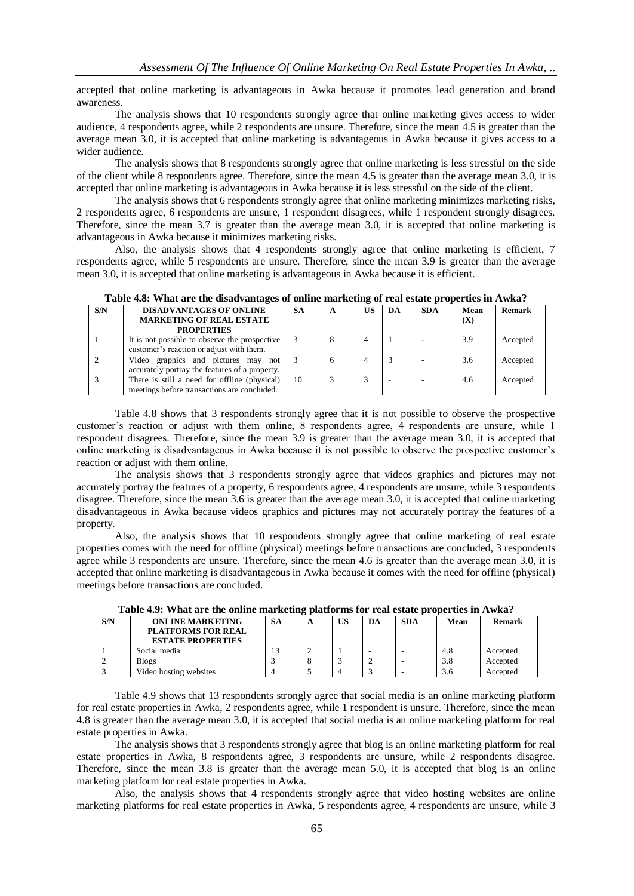accepted that online marketing is advantageous in Awka because it promotes lead generation and brand awareness.

The analysis shows that 10 respondents strongly agree that online marketing gives access to wider audience, 4 respondents agree, while 2 respondents are unsure. Therefore, since the mean 4.5 is greater than the average mean 3.0, it is accepted that online marketing is advantageous in Awka because it gives access to a wider audience.

The analysis shows that 8 respondents strongly agree that online marketing is less stressful on the side of the client while 8 respondents agree. Therefore, since the mean 4.5 is greater than the average mean 3.0, it is accepted that online marketing is advantageous in Awka because it is less stressful on the side of the client.

The analysis shows that 6 respondents strongly agree that online marketing minimizes marketing risks, 2 respondents agree, 6 respondents are unsure, 1 respondent disagrees, while 1 respondent strongly disagrees. Therefore, since the mean 3.7 is greater than the average mean 3.0, it is accepted that online marketing is advantageous in Awka because it minimizes marketing risks.

Also, the analysis shows that 4 respondents strongly agree that online marketing is efficient, 7 respondents agree, while 5 respondents are unsure. Therefore, since the mean 3.9 is greater than the average mean 3.0, it is accepted that online marketing is advantageous in Awka because it is efficient.

**Table 4.8: What are the disadvantages of online marketing of real estate properties in Awka?**

| S/N | DISADVANTAGES OF ONLINE MARKETING OF REAL ESTATE PROPERTIES | SA | A | US | DA | SDA | Mean (X) | Remark |
|---|---|---|---|---|---|---|---|---|
| 1 | It is not possible to observe the prospective customer's reaction or adjust with them. | 3 | 8 | 4 | 1 | - | 3.9 | Accepted |
| 2 | Video graphics and pictures may not accurately portray the features of a property. | 3 | 6 | 4 | 3 | - | 3.6 | Accepted |
| 3 | There is still a need for offline (physical) meetings before transactions are concluded. | 10 | 3 | 3 | - | - | 4.6 | Accepted |

Table 4.8 shows that 3 respondents strongly agree that it is not possible to observe the prospective customer's reaction or adjust with them online, 8 respondents agree, 4 respondents are unsure, while 1 respondent disagrees. Therefore, since the mean 3.9 is greater than the average mean 3.0, it is accepted that online marketing is disadvantageous in Awka because it is not possible to observe the prospective customer's reaction or adjust with them online.

The analysis shows that 3 respondents strongly agree that videos graphics and pictures may not accurately portray the features of a property, 6 respondents agree, 4 respondents are unsure, while 3 respondents disagree. Therefore, since the mean 3.6 is greater than the average mean 3.0, it is accepted that online marketing disadvantageous in Awka because videos graphics and pictures may not accurately portray the features of a property.

Also, the analysis shows that 10 respondents strongly agree that online marketing of real estate properties comes with the need for offline (physical) meetings before transactions are concluded, 3 respondents agree while 3 respondents are unsure. Therefore, since the mean 4.6 is greater than the average mean 3.0, it is accepted that online marketing is disadvantageous in Awka because it comes with the need for offline (physical) meetings before transactions are concluded.

**Table 4.9: What are the online marketing platforms for real estate properties in Awka?**

| S/N | ONLINE MARKETING PLATFORMS FOR REAL ESTATE PROPERTIES | SA | A | US | DA | SDA | Mean | Remark |
|---|---|---|---|---|---|---|---|---|
| 1 | Social media | 13 | 2 | 1 | - | - | 4.8 | Accepted |
| 2 | Blogs | 3 | 8 | 3 | 2 | - | 3.8 | Accepted |
| 3 | Video hosting websites | 4 | 5 | 4 | 3 | - | 3.6 | Accepted |

Table 4.9 shows that 13 respondents strongly agree that social media is an online marketing platform for real estate properties in Awka, 2 respondents agree, while 1 respondent is unsure. Therefore, since the mean 4.8 is greater than the average mean 3.0, it is accepted that social media is an online marketing platform for real estate properties in Awka.

The analysis shows that 3 respondents strongly agree that blog is an online marketing platform for real estate properties in Awka, 8 respondents agree, 3 respondents are unsure, while 2 respondents disagree. Therefore, since the mean 3.8 is greater than the average mean 5.0, it is accepted that blog is an online marketing platform for real estate properties in Awka.

Also, the analysis shows that 4 respondents strongly agree that video hosting websites are online marketing platforms for real estate properties in Awka, 5 respondents agree, 4 respondents are unsure, while 3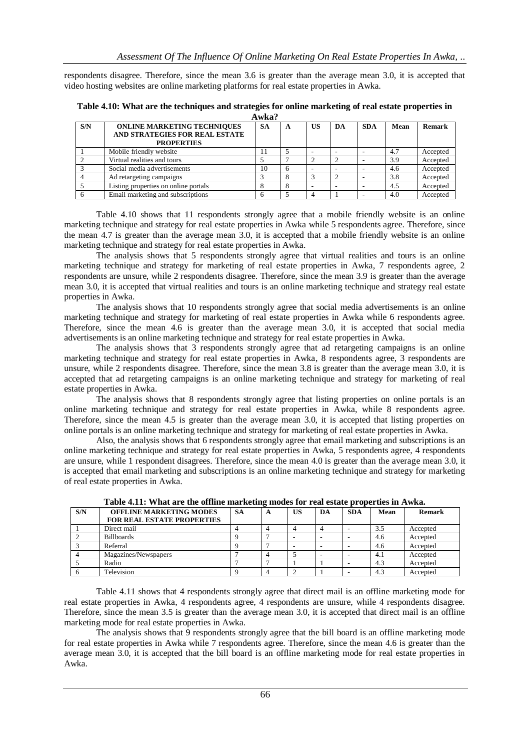respondents disagree. Therefore, since the mean 3.6 is greater than the average mean 3.0, it is accepted that video hosting websites are online marketing platforms for real estate properties in Awka.

**Table 4.10: What are the techniques and strategies for online marketing of real estate properties in Awka?**

| S/N | ONLINE MARKETING TECHNIQUES AND STRATEGIES FOR REAL ESTATE PROPERTIES | SA | A | US | DA | SDA | Mean | Remark |
|---|---|---|---|---|---|---|---|---|
| 1 | Mobile friendly website | 11 | 5 | - | - | - | 4.7 | Accepted |
| 2 | Virtual realities and tours | 5 | 7 | 2 | 2 | - | 3.9 | Accepted |
| 3 | Social media advertisements | 10 | 6 | - | - | - | 4.6 | Accepted |
| 4 | Ad retargeting campaigns | 3 | 8 | 3 | 2 | - | 3.8 | Accepted |
| 5 | Listing properties on online portals | 8 | 8 | - | - | - | 4.5 | Accepted |
| 6 | Email marketing and subscriptions | 6 | 5 | 4 | 1 | - | 4.0 | Accepted |

Table 4.10 shows that 11 respondents strongly agree that a mobile friendly website is an online marketing technique and strategy for real estate properties in Awka while 5 respondents agree. Therefore, since the mean 4.7 is greater than the average mean 3.0, it is accepted that a mobile friendly website is an online marketing technique and strategy for real estate properties in Awka.

The analysis shows that 5 respondents strongly agree that virtual realities and tours is an online marketing technique and strategy for marketing of real estate properties in Awka, 7 respondents agree, 2 respondents are unsure, while 2 respondents disagree. Therefore, since the mean 3.9 is greater than the average mean 3.0, it is accepted that virtual realities and tours is an online marketing technique and strategy real estate properties in Awka.

The analysis shows that 10 respondents strongly agree that social media advertisements is an online marketing technique and strategy for marketing of real estate properties in Awka while 6 respondents agree. Therefore, since the mean 4.6 is greater than the average mean 3.0, it is accepted that social media advertisements is an online marketing technique and strategy for real estate properties in Awka.

The analysis shows that 3 respondents strongly agree that ad retargeting campaigns is an online marketing technique and strategy for real estate properties in Awka, 8 respondents agree, 3 respondents are unsure, while 2 respondents disagree. Therefore, since the mean 3.8 is greater than the average mean 3.0, it is accepted that ad retargeting campaigns is an online marketing technique and strategy for marketing of real estate properties in Awka.

The analysis shows that 8 respondents strongly agree that listing properties on online portals is an online marketing technique and strategy for real estate properties in Awka, while 8 respondents agree. Therefore, since the mean 4.5 is greater than the average mean 3.0, it is accepted that listing properties on online portals is an online marketing technique and strategy for marketing of real estate properties in Awka.

Also, the analysis shows that 6 respondents strongly agree that email marketing and subscriptions is an online marketing technique and strategy for real estate properties in Awka, 5 respondents agree, 4 respondents are unsure, while 1 respondent disagrees. Therefore, since the mean 4.0 is greater than the average mean 3.0, it is accepted that email marketing and subscriptions is an online marketing technique and strategy for marketing of real estate properties in Awka.

**Table 4.11: What are the offline marketing modes for real estate properties in Awka.**

| S/N | OFFLINE MARKETING MODES FOR REAL ESTATE PROPERTIES | SA | A | US | DA | SDA | Mean | Remark |
|---|---|---|---|---|---|---|---|---|
| 1 | Direct mail | 4 | 4 | 4 | 4 | - | 3.5 | Accepted |
| 2 | Billboards | 9 | 7 | - | - | - | 4.6 | Accepted |
| 3 | Referral | 9 | 7 | - | - | - | 4.6 | Accepted |
| 4 | Magazines/Newspapers | 7 | 4 | 5 | - | - | 4.1 | Accepted |
| 5 | Radio | 7 | 7 | 1 | 1 | - | 4.3 | Accepted |
| 6 | Television | 9 | 4 | 2 | 1 | - | 4.3 | Accepted |

Table 4.11 shows that 4 respondents strongly agree that direct mail is an offline marketing mode for real estate properties in Awka, 4 respondents agree, 4 respondents are unsure, while 4 respondents disagree. Therefore, since the mean 3.5 is greater than the average mean 3.0, it is accepted that direct mail is an offline marketing mode for real estate properties in Awka.

The analysis shows that 9 respondents strongly agree that the bill board is an offline marketing mode for real estate properties in Awka while 7 respondents agree. Therefore, since the mean 4.6 is greater than the average mean 3.0, it is accepted that the bill board is an offline marketing mode for real estate properties in Awka.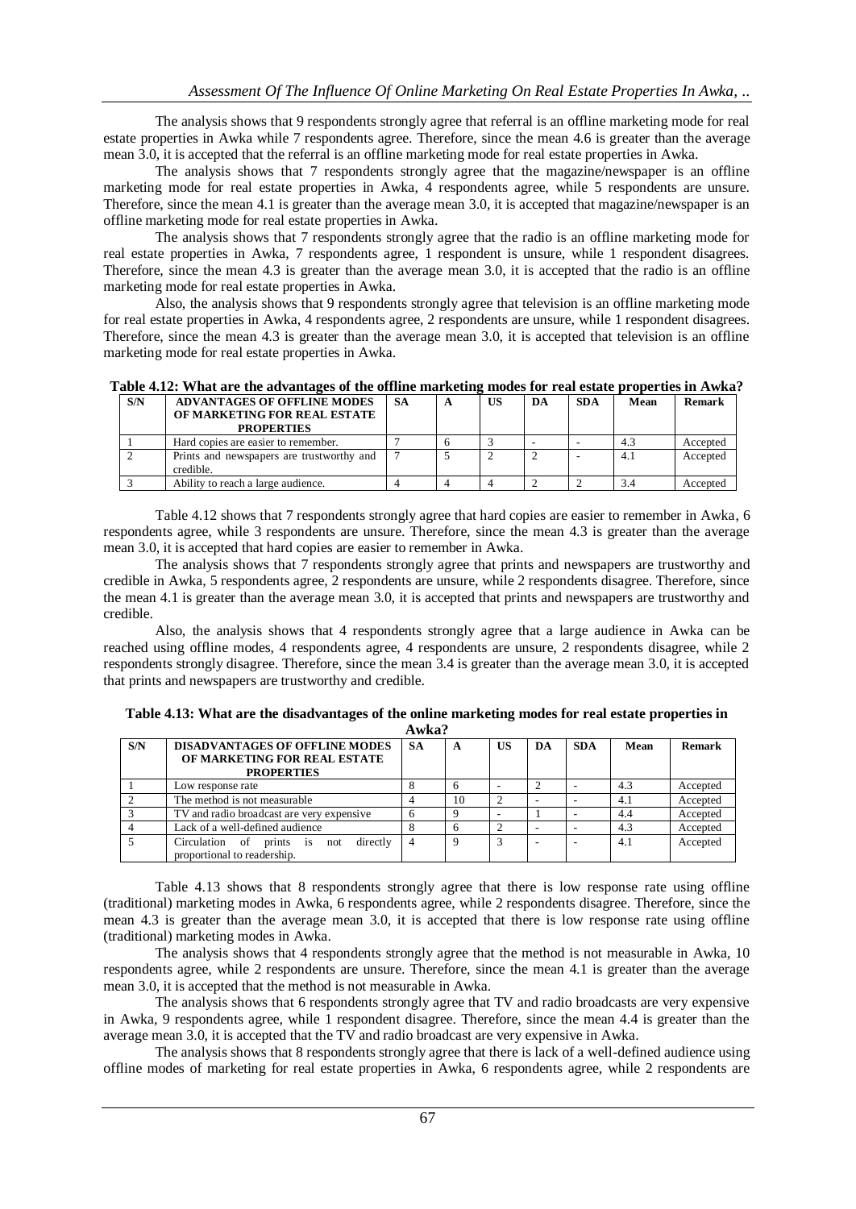The analysis shows that 9 respondents strongly agree that referral is an offline marketing mode for real estate properties in Awka while 7 respondents agree. Therefore, since the mean 4.6 is greater than the average mean 3.0, it is accepted that the referral is an offline marketing mode for real estate properties in Awka.

The analysis shows that 7 respondents strongly agree that the magazine/newspaper is an offline marketing mode for real estate properties in Awka, 4 respondents agree, while 5 respondents are unsure. Therefore, since the mean 4.1 is greater than the average mean 3.0, it is accepted that magazine/newspaper is an offline marketing mode for real estate properties in Awka.

The analysis shows that 7 respondents strongly agree that the radio is an offline marketing mode for real estate properties in Awka, 7 respondents agree, 1 respondent is unsure, while 1 respondent disagrees. Therefore, since the mean 4.3 is greater than the average mean 3.0, it is accepted that the radio is an offline marketing mode for real estate properties in Awka.

Also, the analysis shows that 9 respondents strongly agree that television is an offline marketing mode for real estate properties in Awka, 4 respondents agree, 2 respondents are unsure, while 1 respondent disagrees. Therefore, since the mean 4.3 is greater than the average mean 3.0, it is accepted that television is an offline marketing mode for real estate properties in Awka.

**Table 4.12: What are the advantages of the offline marketing modes for real estate properties in Awka?**

| S/N | ADVANTAGES OF OFFLINE MODES OF MARKETING FOR REAL ESTATE PROPERTIES | SA | A | US | DA | SDA | Mean | Remark |
|---|---|---|---|---|---|---|---|---|
| 1 | Hard copies are easier to remember. | 7 | 6 | 3 | - | - | 4.3 | Accepted |
| 2 | Prints and newspapers are trustworthy and credible. | 7 | 5 | 2 | 2 | - | 4.1 | Accepted |
| 3 | Ability to reach a large audience. | 4 | 4 | 4 | 2 | 2 | 3.4 | Accepted |

Table 4.12 shows that 7 respondents strongly agree that hard copies are easier to remember in Awka, 6 respondents agree, while 3 respondents are unsure. Therefore, since the mean 4.3 is greater than the average mean 3.0, it is accepted that hard copies are easier to remember in Awka.

The analysis shows that 7 respondents strongly agree that prints and newspapers are trustworthy and credible in Awka, 5 respondents agree, 2 respondents are unsure, while 2 respondents disagree. Therefore, since the mean 4.1 is greater than the average mean 3.0, it is accepted that prints and newspapers are trustworthy and credible.

Also, the analysis shows that 4 respondents strongly agree that a large audience in Awka can be reached using offline modes, 4 respondents agree, 4 respondents are unsure, 2 respondents disagree, while 2 respondents strongly disagree. Therefore, since the mean 3.4 is greater than the average mean 3.0, it is accepted that prints and newspapers are trustworthy and credible.

**Table 4.13: What are the disadvantages of the online marketing modes for real estate properties in Awka?**

| S/N | DISADVANTAGES OF OFFLINE MODES OF MARKETING FOR REAL ESTATE PROPERTIES | SA | A | US | DA | SDA | Mean | Remark |
|---|---|---|---|---|---|---|---|---|
| 1 | Low response rate | 8 | 6 | - | 2 | - | 4.3 | Accepted |
| 2 | The method is not measurable | 4 | 10 | 2 | - | - | 4.1 | Accepted |
| 3 | TV and radio broadcast are very expensive | 6 | 9 | - | 1 | - | 4.4 | Accepted |
| 4 | Lack of a well-defined audience | 8 | 6 | 2 | - | - | 4.3 | Accepted |
| 5 | Circulation of prints is not directly proportional to readership. | 4 | 9 | 3 | - | - | 4.1 | Accepted |

Table 4.13 shows that 8 respondents strongly agree that there is low response rate using offline (traditional) marketing modes in Awka, 6 respondents agree, while 2 respondents disagree. Therefore, since the mean 4.3 is greater than the average mean 3.0, it is accepted that there is low response rate using offline (traditional) marketing modes in Awka.

The analysis shows that 4 respondents strongly agree that the method is not measurable in Awka, 10 respondents agree, while 2 respondents are unsure. Therefore, since the mean 4.1 is greater than the average mean 3.0, it is accepted that the method is not measurable in Awka.

The analysis shows that 6 respondents strongly agree that TV and radio broadcasts are very expensive in Awka, 9 respondents agree, while 1 respondent disagree. Therefore, since the mean 4.4 is greater than the average mean 3.0, it is accepted that the TV and radio broadcast are very expensive in Awka.

The analysis shows that 8 respondents strongly agree that there is lack of a well-defined audience using offline modes of marketing for real estate properties in Awka, 6 respondents agree, while 2 respondents are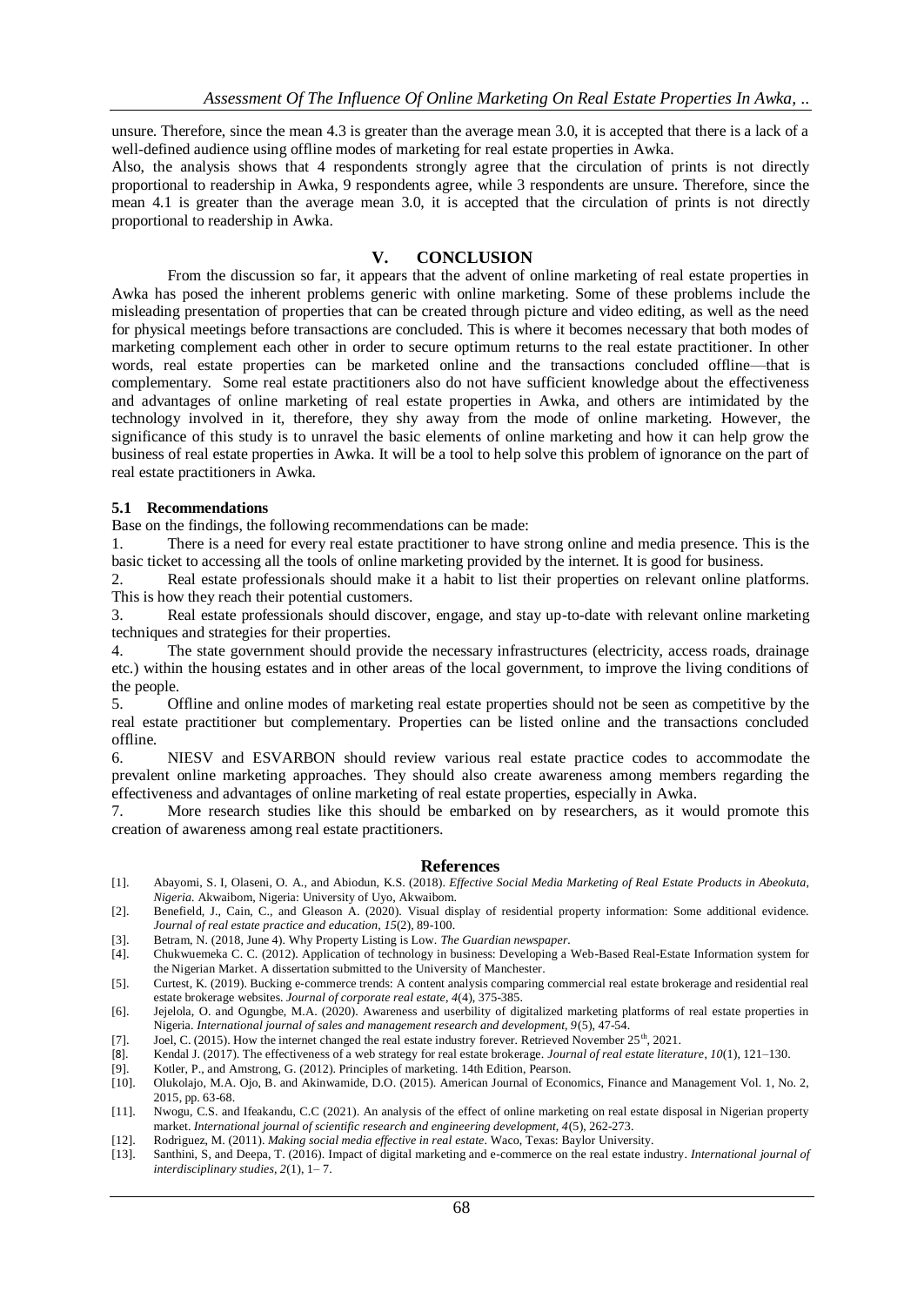unsure. Therefore, since the mean 4.3 is greater than the average mean 3.0, it is accepted that there is a lack of a well-defined audience using offline modes of marketing for real estate properties in Awka.

Also, the analysis shows that 4 respondents strongly agree that the circulation of prints is not directly proportional to readership in Awka, 9 respondents agree, while 3 respondents are unsure. Therefore, since the mean 4.1 is greater than the average mean 3.0, it is accepted that the circulation of prints is not directly proportional to readership in Awka.

## V. CONCLUSION

From the discussion so far, it appears that the advent of online marketing of real estate properties in Awka has posed the inherent problems generic with online marketing. Some of these problems include the misleading presentation of properties that can be created through picture and video editing, as well as the need for physical meetings before transactions are concluded. This is where it becomes necessary that both modes of marketing complement each other in order to secure optimum returns to the real estate practitioner. In other words, real estate properties can be marketed online and the transactions concluded offline—that is complementary. Some real estate practitioners also do not have sufficient knowledge about the effectiveness and advantages of online marketing of real estate properties in Awka, and others are intimidated by the technology involved in it, therefore, they shy away from the mode of online marketing. However, the significance of this study is to unravel the basic elements of online marketing and how it can help grow the business of real estate properties in Awka. It will be a tool to help solve this problem of ignorance on the part of real estate practitioners in Awka.

### 5.1 Recommendations

Base on the findings, the following recommendations can be made:

1. There is a need for every real estate practitioner to have strong online and media presence. This is the basic ticket to accessing all the tools of online marketing provided by the internet. It is good for business.
2. Real estate professionals should make it a habit to list their properties on relevant online platforms. This is how they reach their potential customers.
3. Real estate professionals should discover, engage, and stay up-to-date with relevant online marketing techniques and strategies for their properties.
4. The state government should provide the necessary infrastructures (electricity, access roads, drainage etc.) within the housing estates and in other areas of the local government, to improve the living conditions of the people.
5. Offline and online modes of marketing real estate properties should not be seen as competitive by the real estate practitioner but complementary. Properties can be listed online and the transactions concluded offline.
6. NIESV and ESVARBON should review various real estate practice codes to accommodate the prevalent online marketing approaches. They should also create awareness among members regarding the effectiveness and advantages of online marketing of real estate properties, especially in Awka.
7. More research studies like this should be embarked on by researchers, as it would promote this creation of awareness among real estate practitioners.

## References

[1]. Abayomi, S. I, Olaseni, O. A., and Abiodun, K.S. (2018). *Effective Social Media Marketing of Real Estate Products in Abeokuta, Nigeria.* Akwaibom, Nigeria: University of Uyo, Akwaibom.

[2]. Benefield, J., Cain, C., and Gleason A. (2020). Visual display of residential property information: Some additional evidence. *Journal of real estate practice and education, 15*(2), 89-100.

[3]. Betram, N. (2018, June 4). Why Property Listing is Low. *The Guardian newspaper.*

[4]. Chukwuemeka C. C. (2012). Application of technology in business: Developing a Web-Based Real-Estate Information system for the Nigerian Market. A dissertation submitted to the University of Manchester.

[5]. Curtest, K. (2019). Bucking e-commerce trends: A content analysis comparing commercial real estate brokerage and residential real estate brokerage websites. *Journal of corporate real estate, 4*(4), 375-385.

[6]. Jejelola, O. and Ogungbe, M.A. (2020). Awareness and userbility of digitalized marketing platforms of real estate properties in Nigeria. *International journal of sales and management research and development, 9*(5), 47-54.

[7]. Joel, C. (2015). How the internet changed the real estate industry forever. Retrieved November 25th, 2021.

[8]. Kendal J. (2017). The effectiveness of a web strategy for real estate brokerage. *Journal of real estate literature, 10*(1), 121–130.

[9]. Kotler, P., and Amstrong, G. (2012). Principles of marketing. 14th Edition, Pearson.

[10]. Olukolajo, M.A. Ojo, B. and Akinwamide, D.O. (2015). American Journal of Economics, Finance and Management Vol. 1, No. 2, 2015, pp. 63-68.

[11]. Nwogu, C.S. and Ifeakandu, C.C (2021). An analysis of the effect of online marketing on real estate disposal in Nigerian property market. *International journal of scientific research and engineering development, 4*(5), 262-273.

[12]. Rodriguez, M. (2011). *Making social media effective in real estate*. Waco, Texas: Baylor University.

[13]. Santhini, S, and Deepa, T. (2016). Impact of digital marketing and e-commerce on the real estate industry. *International journal of interdisciplinary studies, 2*(1), 1– 7.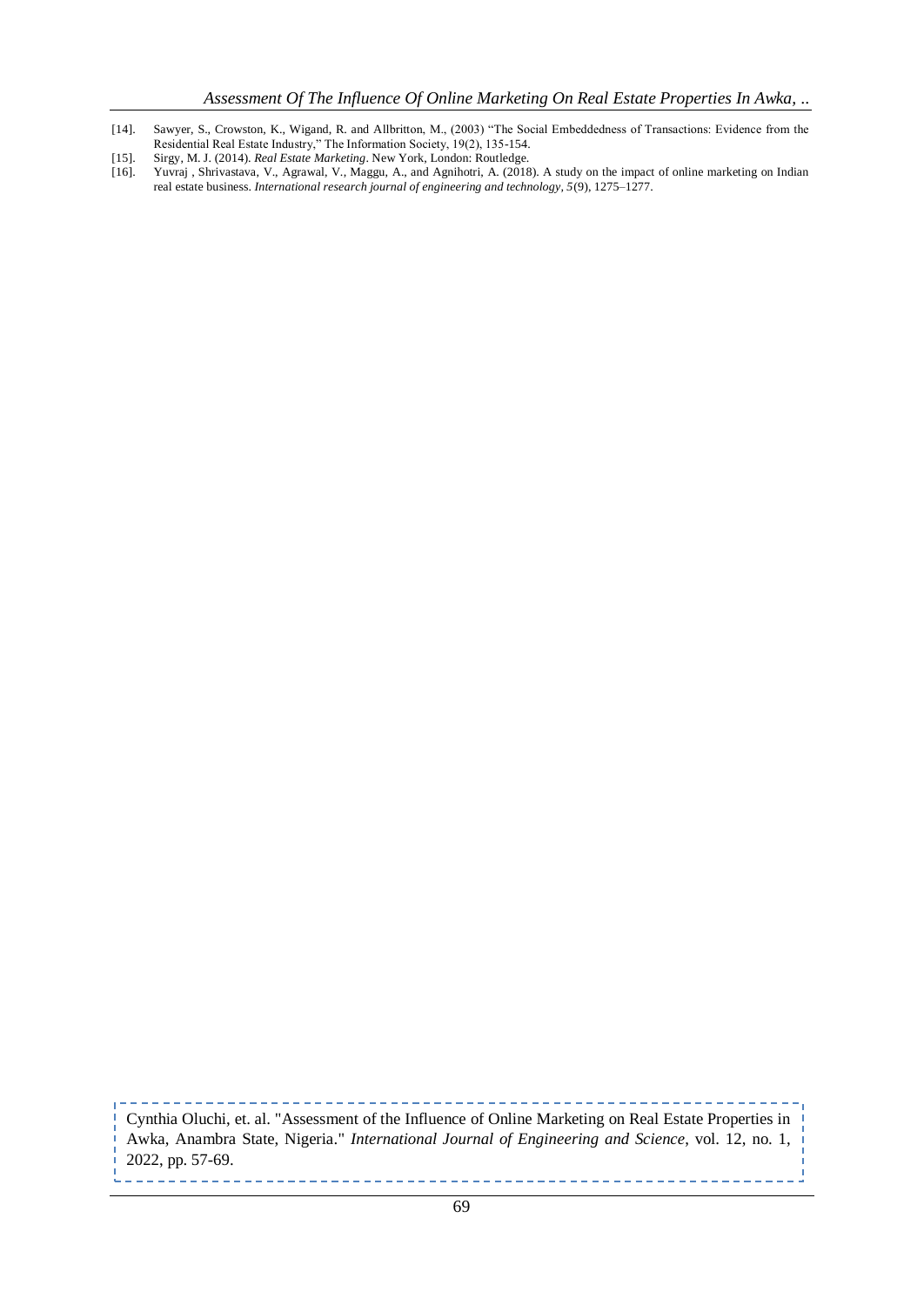[14]. Sawyer, S., Crowston, K., Wigand, R. and Allbritton, M., (2003) "The Social Embeddedness of Transactions: Evidence from the Residential Real Estate Industry," The Information Society, 19(2), 135-154.

[15]. Sirgy, M. J. (2014). *Real Estate Marketing*. New York, London: Routledge.

[16]. Yuvraj , Shrivastava, V., Agrawal, V., Maggu, A., and Agnihotri, A. (2018). A study on the impact of online marketing on Indian real estate business. *International research journal of engineering and technology*, *5*(9), 1275–1277.

Cynthia Oluchi, et. al. "Assessment of the Influence of Online Marketing on Real Estate Properties in Awka, Anambra State, Nigeria." *International Journal of Engineering and Science*, vol. 12, no. 1, 2022, pp. 57-69.